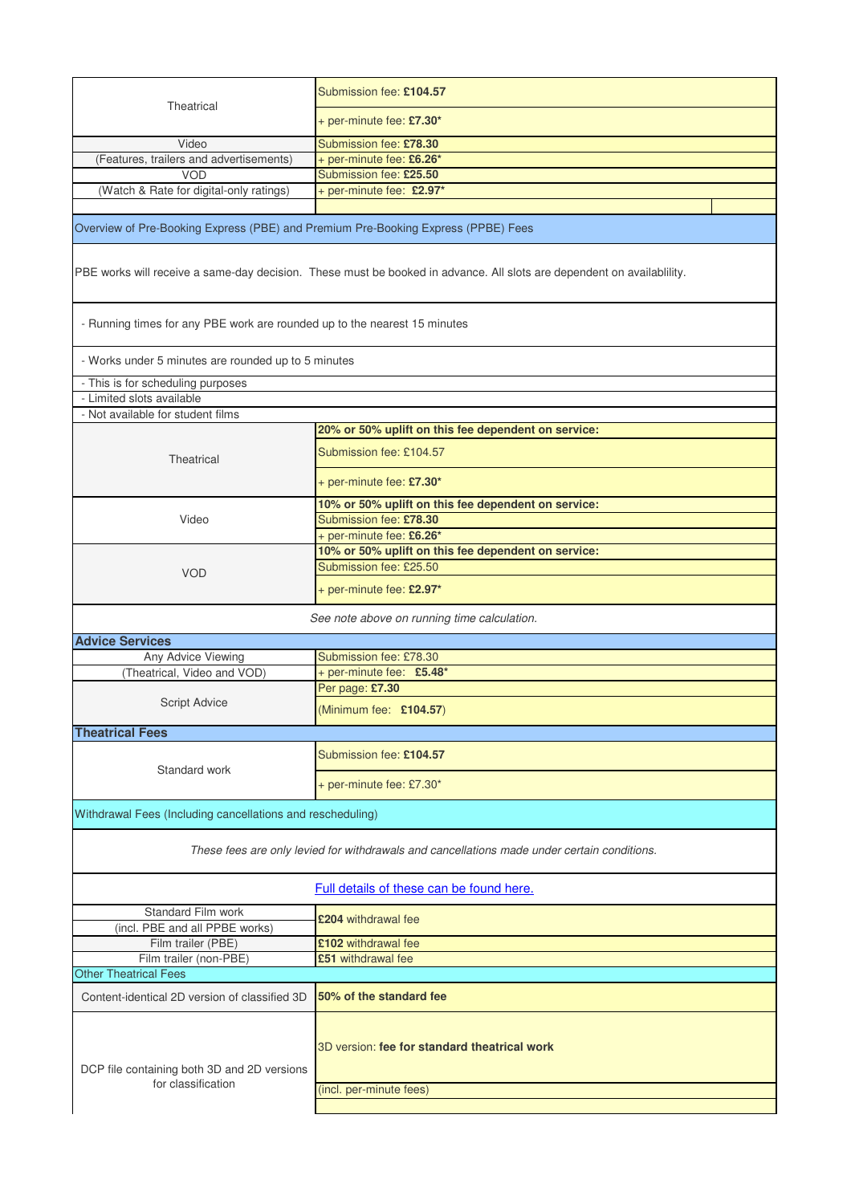| | |
|---|---|
| Theatrical | Submission fee: **£104.57** |
| | + per-minute fee: **£7.30*** |
| Video | Submission fee: **£78.30** |
| (Features, trailers and advertisements) | + per-minute fee: **£6.26*** |
| VOD | Submission fee: **£25.50** |
| (Watch & Rate for digital-only ratings) | + per-minute fee: **£2.97*** |

## Overview of Pre-Booking Express (PBE) and Premium Pre-Booking Express (PPBE) Fees

PBE works will receive a same-day decision. These must be booked in advance. All slots are dependent on availablility.

- Running times for any PBE work are rounded up to the nearest 15 minutes
- Works under 5 minutes are rounded up to 5 minutes
- This is for scheduling purposes
- Limited slots available
- Not available for student films

| | |
|---|---|
| Theatrical | **20% or 50% uplift on this fee dependent on service:** |
| | Submission fee: £104.57 |
| | + per-minute fee: **£7.30*** |
| Video | **10% or 50% uplift on this fee dependent on service:** |
| | Submission fee: **£78.30** |
| | + per-minute fee: **£6.26*** |
| VOD | **10% or 50% uplift on this fee dependent on service:** |
| | Submission fee: £25.50 |
| | + per-minute fee: **£2.97*** |

*See note above on running time calculation.*

## Advice Services

| | |
|---|---|
| Any Advice Viewing | Submission fee: £78.30 |
| (Theatrical, Video and VOD) | + per-minute fee: **£5.48*** |
| Script Advice | Per page: **£7.30** |
| | (Minimum fee: **£104.57**) |

## Theatrical Fees

| | |
|---|---|
| Standard work | Submission fee: **£104.57** |
| | + per-minute fee: £7.30* |

## Withdrawal Fees (Including cancellations and rescheduling)

*These fees are only levied for withdrawals and cancellations made under certain conditions.*

[Full details of these can be found here.]

| | |
|---|---|
| Standard Film work (incl. PBE and all PPBE works) | **£204** withdrawal fee |
| Film trailer (PBE) | **£102** withdrawal fee |
| Film trailer (non-PBE) | **£51** withdrawal fee |

## Other Theatrical Fees

| | |
|---|---|
| Content-identical 2D version of classified 3D | **50% of the standard fee** |
| DCP file containing both 3D and 2D versions for classification | 3D version: **fee for standard theatrical work** |
| | (incl. per-minute fees) |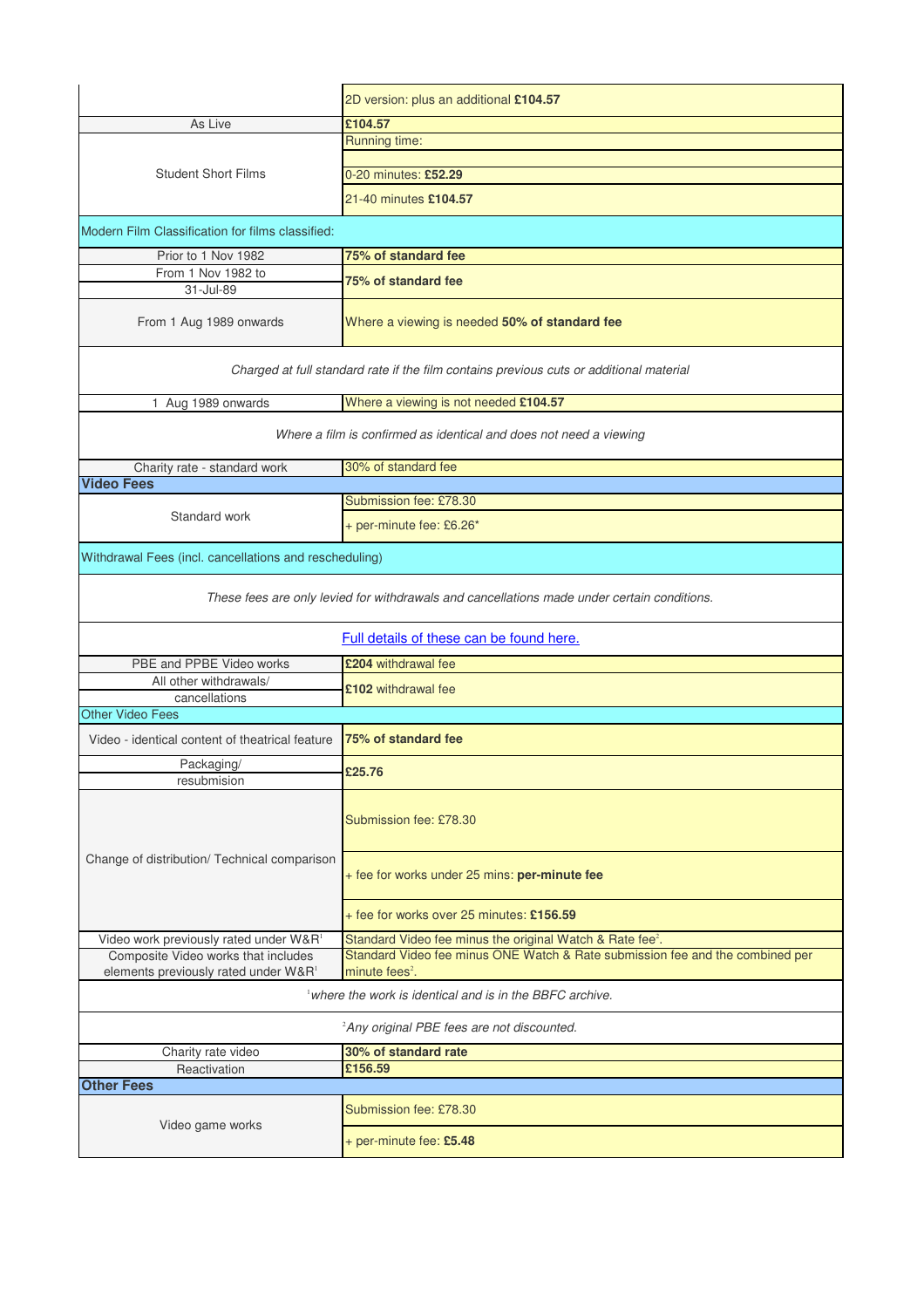| | |
|---|---|
| | 2D version: plus an additional **£104.57** |
| As Live | **£104.57** |
| Student Short Films | Running time: |
| | 0-20 minutes: **£52.29** |
| | 21-40 minutes **£104.57** |
| Modern Film Classification for films classified: | |
| Prior to 1 Nov 1982 | **75% of standard fee** |
| From 1 Nov 1982 to 31-Jul-89 | **75% of standard fee** |
| From 1 Aug 1989 onwards | Where a viewing is needed **50% of standard fee** |
| *Charged at full standard rate if the film contains previous cuts or additional material* | |
| 1 Aug 1989 onwards | Where a viewing is not needed **£104.57** |
| *Where a film is confirmed as identical and does not need a viewing* | |
| Charity rate - standard work | 30% of standard fee |
| **Video Fees** | |
| Standard work | Submission fee: £78.30 |
| | + per-minute fee: £6.26* |
| Withdrawal Fees (incl. cancellations and rescheduling) | |
| *These fees are only levied for withdrawals and cancellations made under certain conditions.* | |
| Full details of these can be found here. | |
| PBE and PPBE Video works | **£204** withdrawal fee |
| All other withdrawals/ cancellations | **£102** withdrawal fee |
| Other Video Fees | |
| Video - identical content of theatrical feature | **75% of standard fee** |
| Packaging/ resubmission | **£25.76** |
| Change of distribution/ Technical comparison | Submission fee: £78.30 |
| | + fee for works under 25 mins: **per-minute fee** |
| | + fee for works over 25 minutes: **£156.59** |
| Video work previously rated under W&R[1] | Standard Video fee minus the original Watch & Rate fee[2]. |
| Composite Video works that includes elements previously rated under W&R[1] | Standard Video fee minus ONE Watch & Rate submission fee and the combined per minute fees[2]. |
| *[1] where the work is identical and is in the BBFC archive.* | |
| *[2] Any original PBE fees are not discounted.* | |
| Charity rate video | **30% of standard rate** |
| Reactivation | **£156.59** |
| **Other Fees** | |
| Video game works | Submission fee: £78.30 |
| | + per-minute fee: **£5.48** |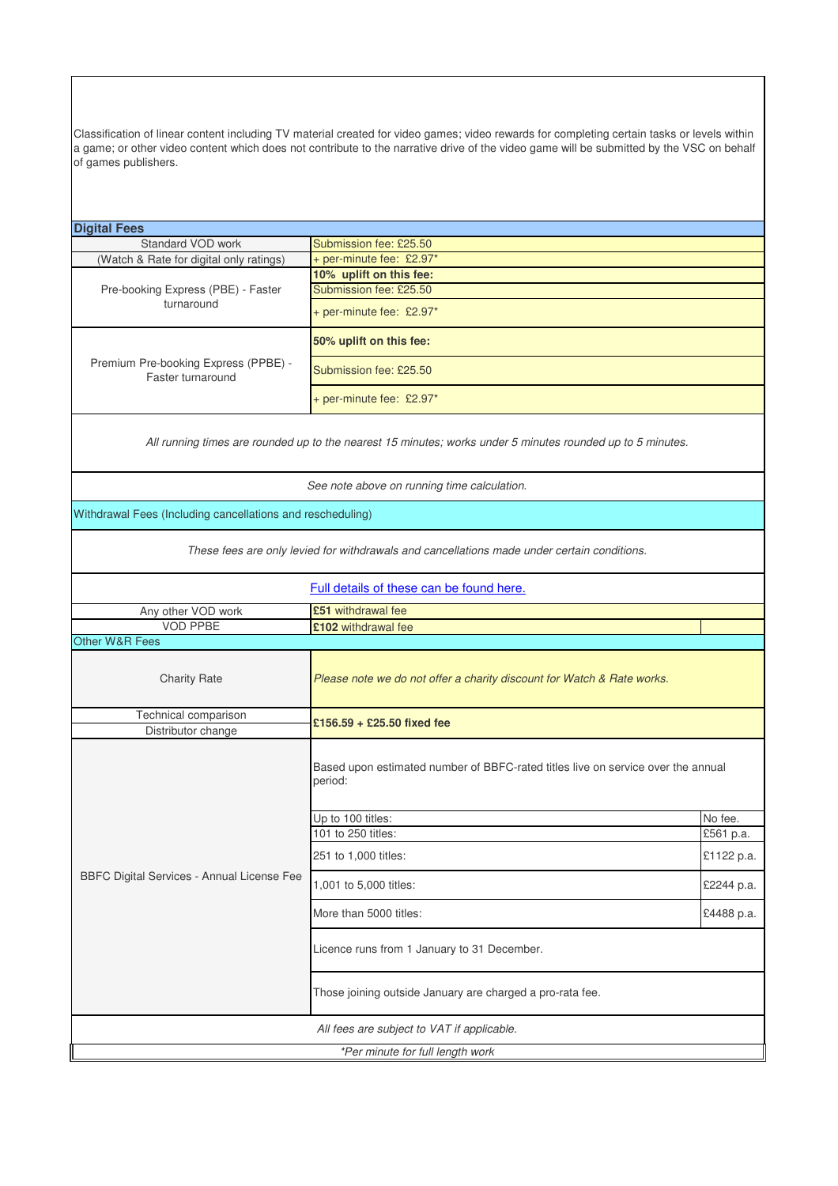Classification of linear content including TV material created for video games; video rewards for completing certain tasks or levels within a game; or other video content which does not contribute to the narrative drive of the video game will be submitted by the VSC on behalf of games publishers.

| | | |
|---|---|---|
| **Digital Fees** | | |
| Standard VOD work | Submission fee: £25.50 | |
| (Watch & Rate for digital only ratings) | + per-minute fee: £2.97* | |
| Pre-booking Express (PBE) - Faster turnaround | **10% uplift on this fee:** | |
| | Submission fee: £25.50 | |
| | + per-minute fee: £2.97* | |
| Premium Pre-booking Express (PPBE) - Faster turnaround | **50% uplift on this fee:** | |
| | Submission fee: £25.50 | |
| | + per-minute fee: £2.97* | |
| *All running times are rounded up to the nearest 15 minutes; works under 5 minutes rounded up to 5 minutes.* | | |
| *See note above on running time calculation.* | | |
| Withdrawal Fees (Including cancellations and rescheduling) | | |
| *These fees are only levied for withdrawals and cancellations made under certain conditions.* | | |
| [Full details of these can be found here.] | | |
| Any other VOD work | **£51** withdrawal fee | |
| VOD PPBE | **£102** withdrawal fee | |
| Other W&R Fees | | |
| Charity Rate | *Please note we do not offer a charity discount for Watch & Rate works.* | |
| Technical comparison | **£156.59 + £25.50 fixed fee** | |
| Distributor change | | |
| BBFC Digital Services - Annual License Fee | Based upon estimated number of BBFC-rated titles live on service over the annual period: | |
| | Up to 100 titles: | No fee. |
| | 101 to 250 titles: | £561 p.a. |
| | 251 to 1,000 titles: | £1122 p.a. |
| | 1,001 to 5,000 titles: | £2244 p.a. |
| | More than 5000 titles: | £4488 p.a. |
| | Licence runs from 1 January to 31 December. | |
| | Those joining outside January are charged a pro-rata fee. | |
| *All fees are subject to VAT if applicable.* | | |
| *\*Per minute for full length work* | | |